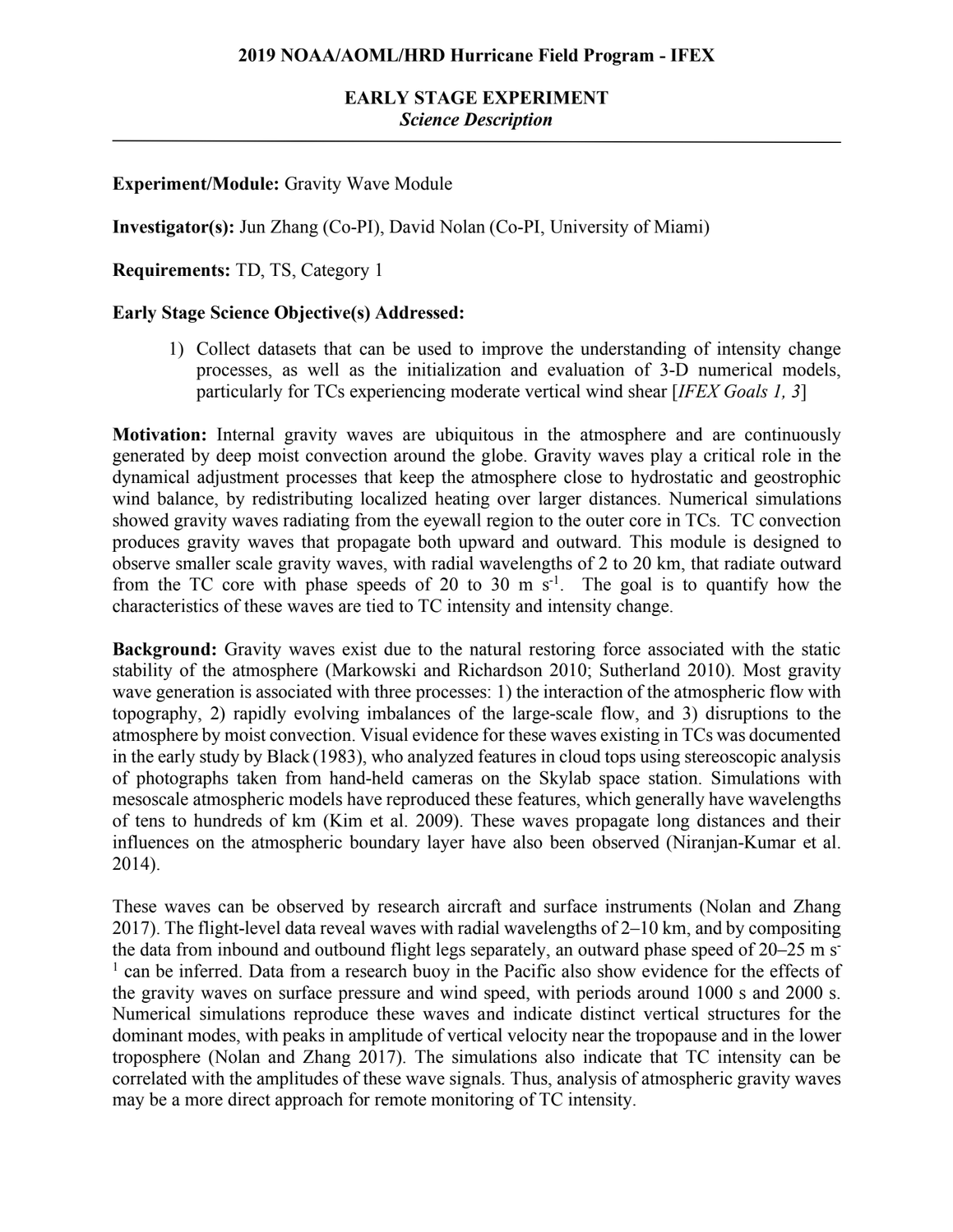**2019 NOAA/AOML/HRD Hurricane Field Program - IFEX**

**EARLY STAGE EXPERIMENT**
*Science Description*

---

**Experiment/Module:** Gravity Wave Module

**Investigator(s):** Jun Zhang (Co-PI), David Nolan (Co-PI, University of Miami)

**Requirements:** TD, TS, Category 1

**Early Stage Science Objective(s) Addressed:**

1) Collect datasets that can be used to improve the understanding of intensity change processes, as well as the initialization and evaluation of 3-D numerical models, particularly for TCs experiencing moderate vertical wind shear [*IFEX Goals 1, 3*]

**Motivation:** Internal gravity waves are ubiquitous in the atmosphere and are continuously generated by deep moist convection around the globe. Gravity waves play a critical role in the dynamical adjustment processes that keep the atmosphere close to hydrostatic and geostrophic wind balance, by redistributing localized heating over larger distances. Numerical simulations showed gravity waves radiating from the eyewall region to the outer core in TCs. TC convection produces gravity waves that propagate both upward and outward. This module is designed to observe smaller scale gravity waves, with radial wavelengths of 2 to 20 km, that radiate outward from the TC core with phase speeds of 20 to 30 m s$^{-1}$. The goal is to quantify how the characteristics of these waves are tied to TC intensity and intensity change.

**Background:** Gravity waves exist due to the natural restoring force associated with the static stability of the atmosphere (Markowski and Richardson 2010; Sutherland 2010). Most gravity wave generation is associated with three processes: 1) the interaction of the atmospheric flow with topography, 2) rapidly evolving imbalances of the large-scale flow, and 3) disruptions to the atmosphere by moist convection. Visual evidence for these waves existing in TCs was documented in the early study by Black (1983), who analyzed features in cloud tops using stereoscopic analysis of photographs taken from hand-held cameras on the Skylab space station. Simulations with mesoscale atmospheric models have reproduced these features, which generally have wavelengths of tens to hundreds of km (Kim et al. 2009). These waves propagate long distances and their influences on the atmospheric boundary layer have also been observed (Niranjan-Kumar et al. 2014).

These waves can be observed by research aircraft and surface instruments (Nolan and Zhang 2017). The flight-level data reveal waves with radial wavelengths of 2–10 km, and by compositing the data from inbound and outbound flight legs separately, an outward phase speed of 20–25 m s$^{-1}$ can be inferred. Data from a research buoy in the Pacific also show evidence for the effects of the gravity waves on surface pressure and wind speed, with periods around 1000 s and 2000 s. Numerical simulations reproduce these waves and indicate distinct vertical structures for the dominant modes, with peaks in amplitude of vertical velocity near the tropopause and in the lower troposphere (Nolan and Zhang 2017). The simulations also indicate that TC intensity can be correlated with the amplitudes of these wave signals. Thus, analysis of atmospheric gravity waves may be a more direct approach for remote monitoring of TC intensity.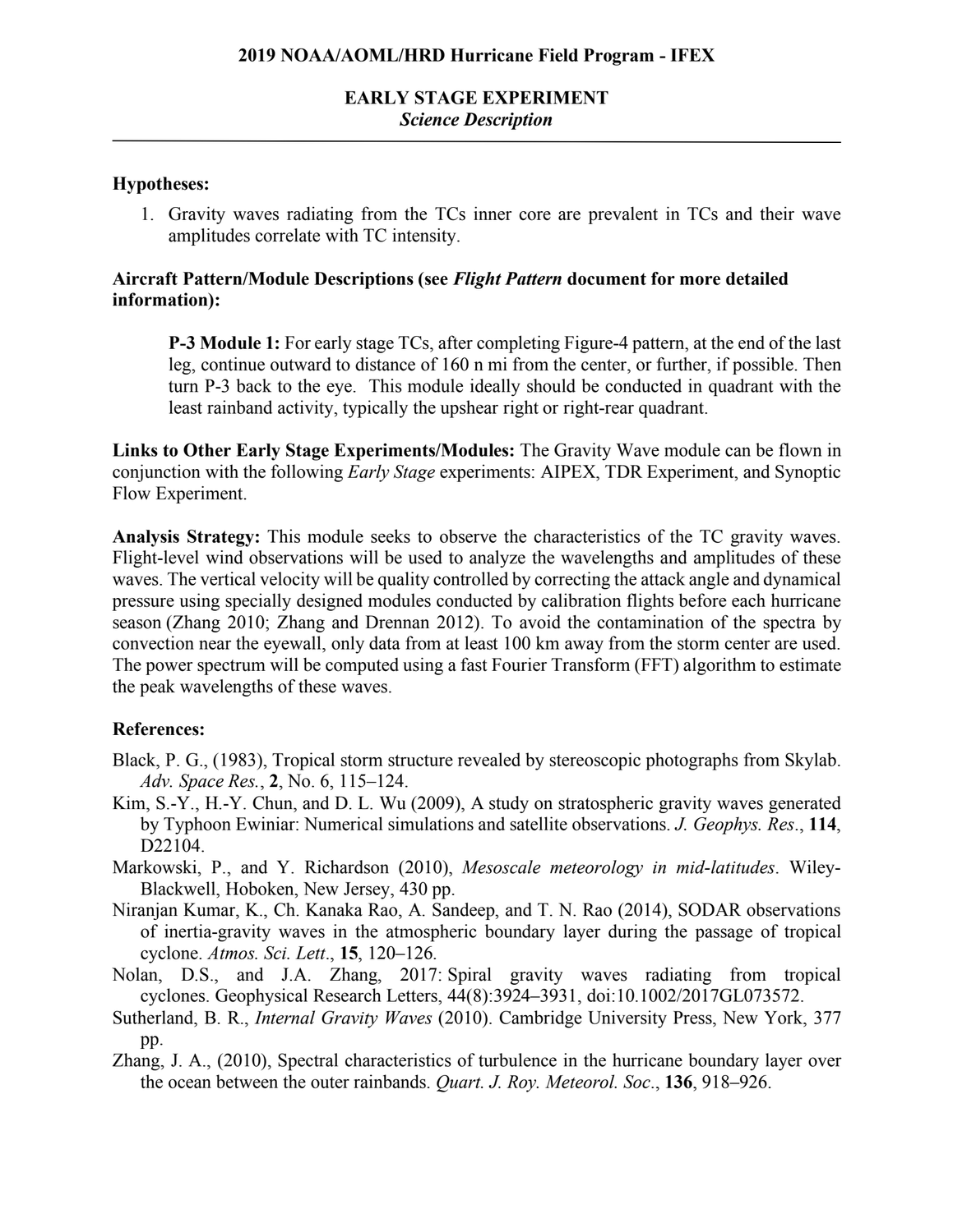# 2019 NOAA/AOML/HRD Hurricane Field Program - IFEX

## EARLY STAGE EXPERIMENT

### *Science Description*

---

**Hypotheses:**

1. Gravity waves radiating from the TCs inner core are prevalent in TCs and their wave amplitudes correlate with TC intensity.

**Aircraft Pattern/Module Descriptions (see *Flight Pattern* document for more detailed information):**

> **P-3 Module 1:** For early stage TCs, after completing Figure-4 pattern, at the end of the last leg, continue outward to distance of 160 n mi from the center, or further, if possible. Then turn P-3 back to the eye. This module ideally should be conducted in quadrant with the least rainband activity, typically the upshear right or right-rear quadrant.

**Links to Other Early Stage Experiments/Modules:** The Gravity Wave module can be flown in conjunction with the following *Early Stage* experiments: AIPEX, TDR Experiment, and Synoptic Flow Experiment.

**Analysis Strategy:** This module seeks to observe the characteristics of the TC gravity waves. Flight-level wind observations will be used to analyze the wavelengths and amplitudes of these waves. The vertical velocity will be quality controlled by correcting the attack angle and dynamical pressure using specially designed modules conducted by calibration flights before each hurricane season (Zhang 2010; Zhang and Drennan 2012). To avoid the contamination of the spectra by convection near the eyewall, only data from at least 100 km away from the storm center are used. The power spectrum will be computed using a fast Fourier Transform (FFT) algorithm to estimate the peak wavelengths of these waves.

**References:**

Black, P. G., (1983), Tropical storm structure revealed by stereoscopic photographs from Skylab. *Adv. Space Res.*, **2**, No. 6, 115–124.

Kim, S.-Y., H.-Y. Chun, and D. L. Wu (2009), A study on stratospheric gravity waves generated by Typhoon Ewiniar: Numerical simulations and satellite observations. *J. Geophys. Res*., **114**, D22104.

Markowski, P., and Y. Richardson (2010), *Mesoscale meteorology in mid-latitudes*. Wiley-Blackwell, Hoboken, New Jersey, 430 pp.

Niranjan Kumar, K., Ch. Kanaka Rao, A. Sandeep, and T. N. Rao (2014), SODAR observations of inertia-gravity waves in the atmospheric boundary layer during the passage of tropical cyclone. *Atmos. Sci. Lett*., **15**, 120–126.

Nolan, D.S., and J.A. Zhang, 2017: Spiral gravity waves radiating from tropical cyclones. Geophysical Research Letters, 44(8):3924–3931, doi:10.1002/2017GL073572.

Sutherland, B. R., *Internal Gravity Waves* (2010). Cambridge University Press, New York, 377 pp.

Zhang, J. A., (2010), Spectral characteristics of turbulence in the hurricane boundary layer over the ocean between the outer rainbands. *Quart. J. Roy. Meteorol. Soc*., **136**, 918–926.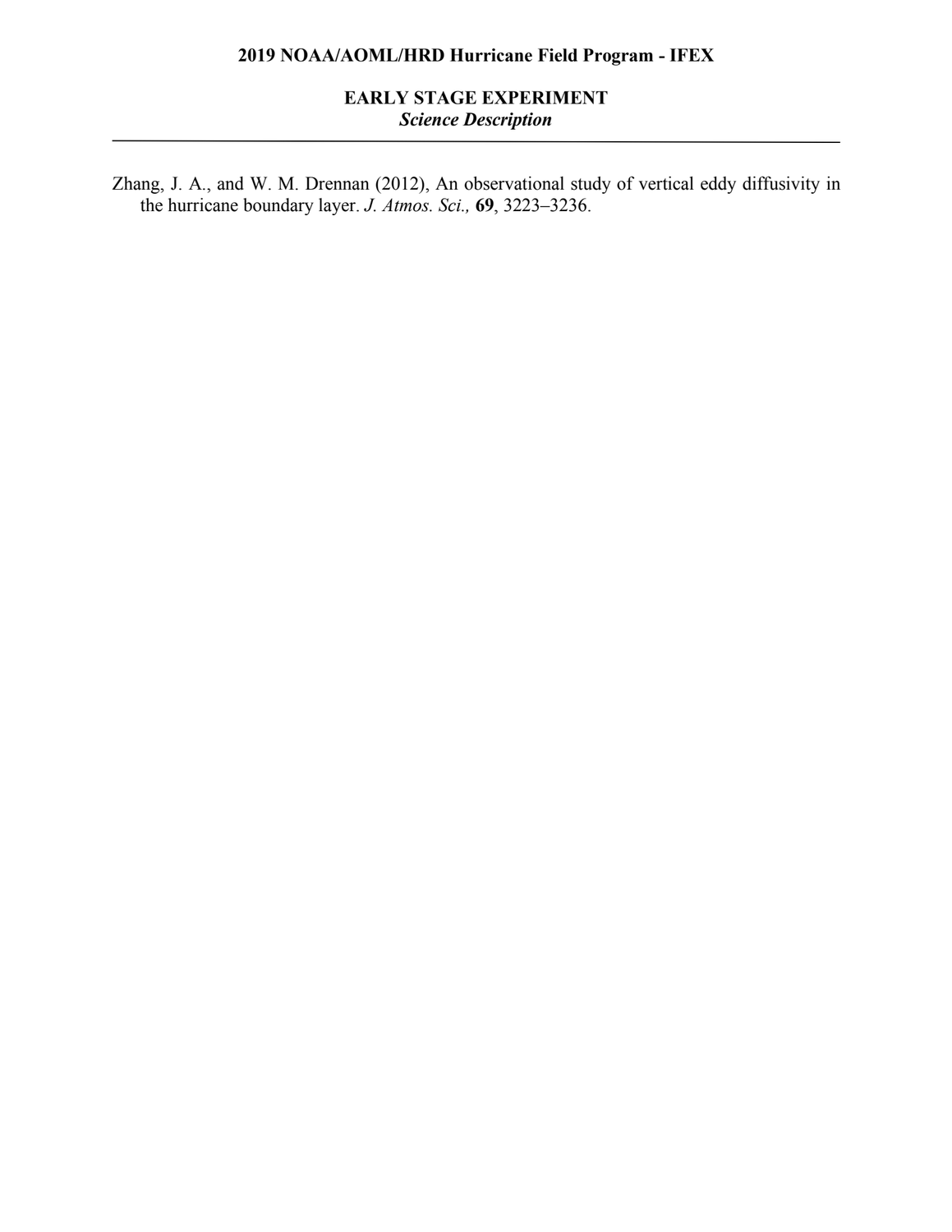Zhang, J. A., and W. M. Drennan (2012), An observational study of vertical eddy diffusivity in the hurricane boundary layer. *J. Atmos. Sci.,* **69**, 3223–3236.